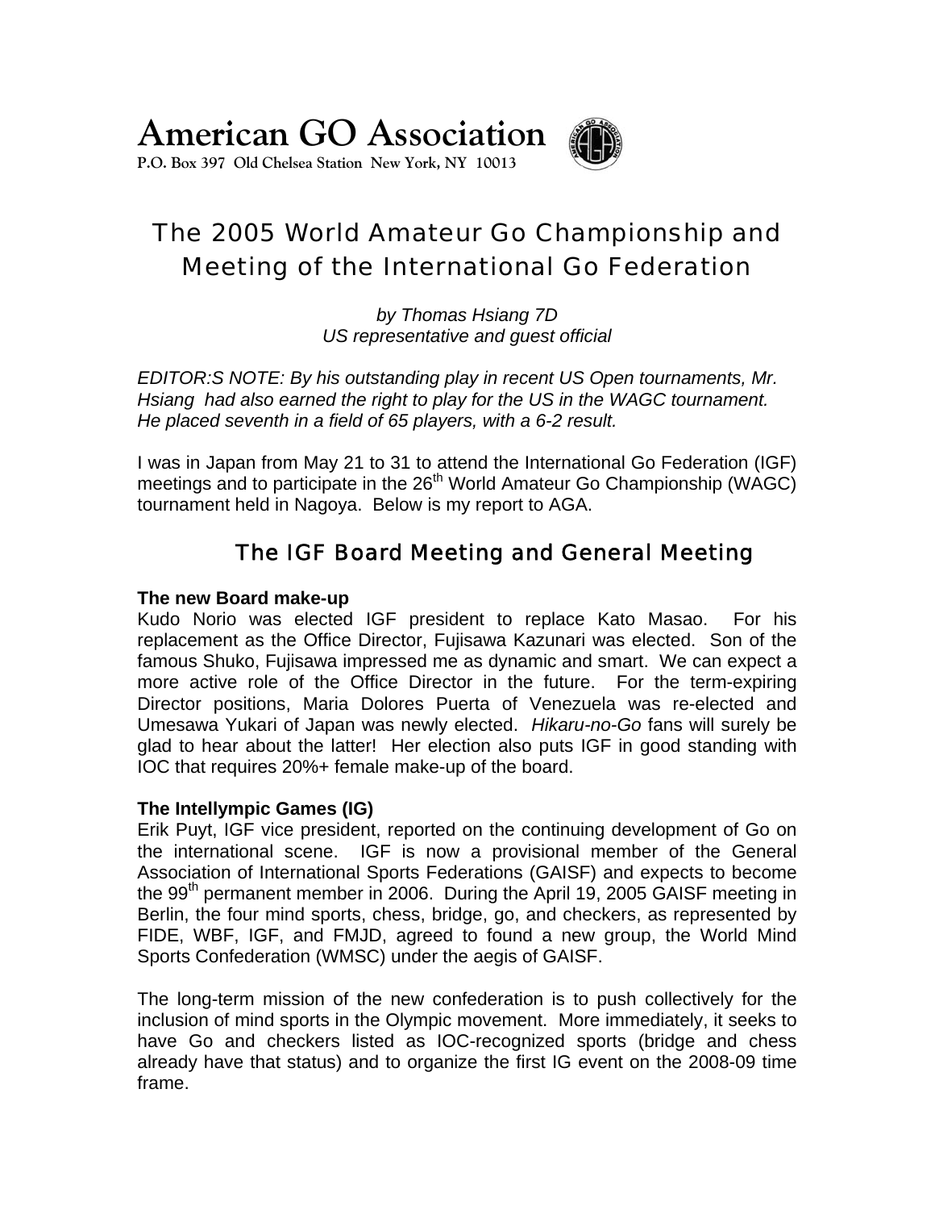# American GO Association

**P.O. Box 397 Old Chelsea Station New York, NY 10013**

## The 2005 World Amateur Go Championship and Meeting of the International Go Federation

*by Thomas Hsiang 7D*
*US representative and guest official*

*EDITOR:S NOTE: By his outstanding play in recent US Open tournaments, Mr. Hsiang had also earned the right to play for the US in the WAGC tournament. He placed seventh in a field of 65 players, with a 6-2 result.*

I was in Japan from May 21 to 31 to attend the International Go Federation (IGF) meetings and to participate in the 26th World Amateur Go Championship (WAGC) tournament held in Nagoya. Below is my report to AGA.

### The IGF Board Meeting and General Meeting

**The new Board make-up**

Kudo Norio was elected IGF president to replace Kato Masao. For his replacement as the Office Director, Fujisawa Kazunari was elected. Son of the famous Shuko, Fujisawa impressed me as dynamic and smart. We can expect a more active role of the Office Director in the future. For the term-expiring Director positions, Maria Dolores Puerta of Venezuela was re-elected and Umesawa Yukari of Japan was newly elected. *Hikaru-no-Go* fans will surely be glad to hear about the latter! Her election also puts IGF in good standing with IOC that requires 20%+ female make-up of the board.

**The Intellympic Games (IG)**

Erik Puyt, IGF vice president, reported on the continuing development of Go on the international scene. IGF is now a provisional member of the General Association of International Sports Federations (GAISF) and expects to become the 99th permanent member in 2006. During the April 19, 2005 GAISF meeting in Berlin, the four mind sports, chess, bridge, go, and checkers, as represented by FIDE, WBF, IGF, and FMJD, agreed to found a new group, the World Mind Sports Confederation (WMSC) under the aegis of GAISF.

The long-term mission of the new confederation is to push collectively for the inclusion of mind sports in the Olympic movement. More immediately, it seeks to have Go and checkers listed as IOC-recognized sports (bridge and chess already have that status) and to organize the first IG event on the 2008-09 time frame.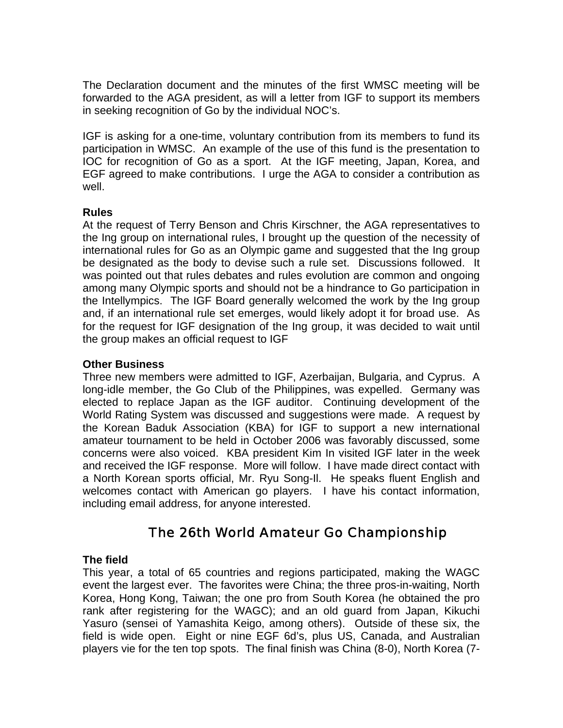The Declaration document and the minutes of the first WMSC meeting will be forwarded to the AGA president, as will a letter from IGF to support its members in seeking recognition of Go by the individual NOC's.

IGF is asking for a one-time, voluntary contribution from its members to fund its participation in WMSC. An example of the use of this fund is the presentation to IOC for recognition of Go as a sport. At the IGF meeting, Japan, Korea, and EGF agreed to make contributions. I urge the AGA to consider a contribution as well.

**Rules**

At the request of Terry Benson and Chris Kirschner, the AGA representatives to the Ing group on international rules, I brought up the question of the necessity of international rules for Go as an Olympic game and suggested that the Ing group be designated as the body to devise such a rule set. Discussions followed. It was pointed out that rules debates and rules evolution are common and ongoing among many Olympic sports and should not be a hindrance to Go participation in the Intellympics. The IGF Board generally welcomed the work by the Ing group and, if an international rule set emerges, would likely adopt it for broad use. As for the request for IGF designation of the Ing group, it was decided to wait until the group makes an official request to IGF

**Other Business**

Three new members were admitted to IGF, Azerbaijan, Bulgaria, and Cyprus. A long-idle member, the Go Club of the Philippines, was expelled. Germany was elected to replace Japan as the IGF auditor. Continuing development of the World Rating System was discussed and suggestions were made. A request by the Korean Baduk Association (KBA) for IGF to support a new international amateur tournament to be held in October 2006 was favorably discussed, some concerns were also voiced. KBA president Kim In visited IGF later in the week and received the IGF response. More will follow. I have made direct contact with a North Korean sports official, Mr. Ryu Song-Il. He speaks fluent English and welcomes contact with American go players. I have his contact information, including email address, for anyone interested.

## The 26th World Amateur Go Championship

**The field**

This year, a total of 65 countries and regions participated, making the WAGC event the largest ever. The favorites were China; the three pros-in-waiting, North Korea, Hong Kong, Taiwan; the one pro from South Korea (he obtained the pro rank after registering for the WAGC); and an old guard from Japan, Kikuchi Yasuro (sensei of Yamashita Keigo, among others). Outside of these six, the field is wide open. Eight or nine EGF 6d's, plus US, Canada, and Australian players vie for the ten top spots. The final finish was China (8-0), North Korea (7-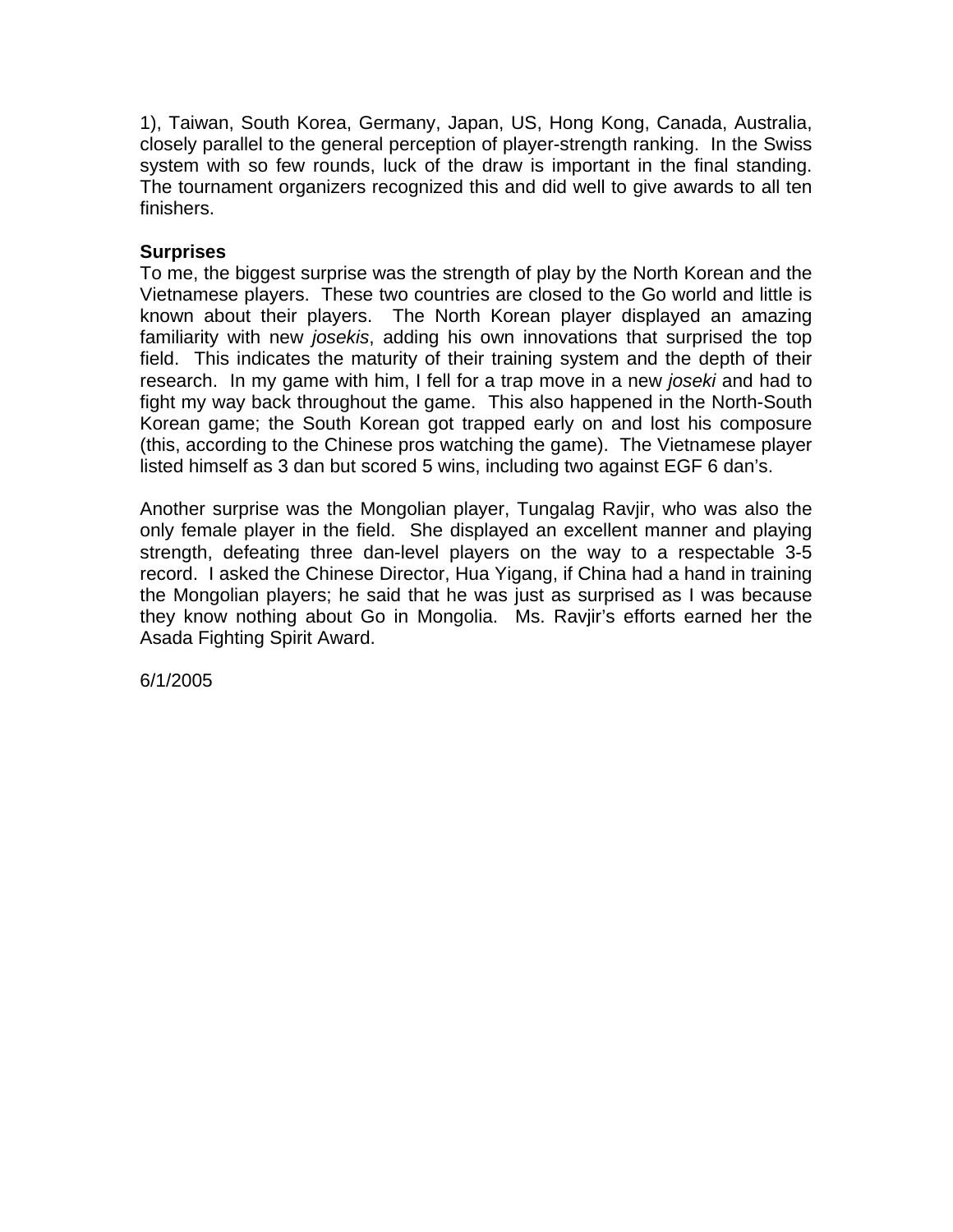1), Taiwan, South Korea, Germany, Japan, US, Hong Kong, Canada, Australia, closely parallel to the general perception of player-strength ranking. In the Swiss system with so few rounds, luck of the draw is important in the final standing. The tournament organizers recognized this and did well to give awards to all ten finishers.

**Surprises**

To me, the biggest surprise was the strength of play by the North Korean and the Vietnamese players. These two countries are closed to the Go world and little is known about their players. The North Korean player displayed an amazing familiarity with new *josekis*, adding his own innovations that surprised the top field. This indicates the maturity of their training system and the depth of their research. In my game with him, I fell for a trap move in a new *joseki* and had to fight my way back throughout the game. This also happened in the North-South Korean game; the South Korean got trapped early on and lost his composure (this, according to the Chinese pros watching the game). The Vietnamese player listed himself as 3 dan but scored 5 wins, including two against EGF 6 dan's.

Another surprise was the Mongolian player, Tungalag Ravjir, who was also the only female player in the field. She displayed an excellent manner and playing strength, defeating three dan-level players on the way to a respectable 3-5 record. I asked the Chinese Director, Hua Yigang, if China had a hand in training the Mongolian players; he said that he was just as surprised as I was because they know nothing about Go in Mongolia. Ms. Ravjir's efforts earned her the Asada Fighting Spirit Award.

6/1/2005